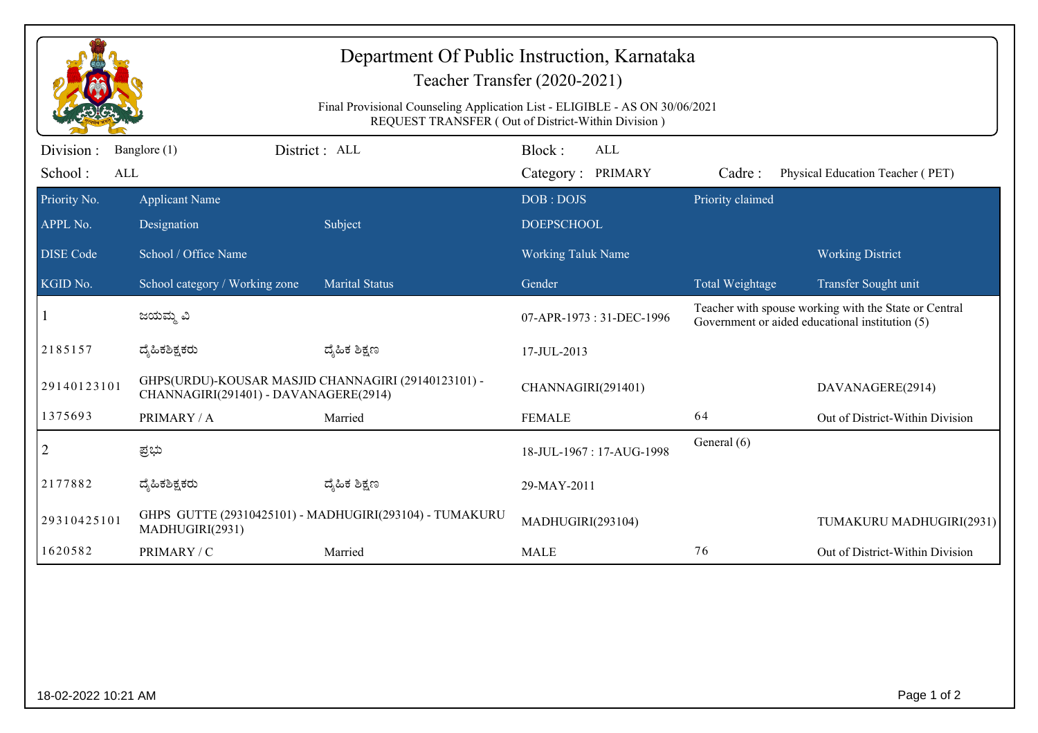# Department Of Public Instruction, Karnataka

## Teacher Transfer (2020-2021)

Final Provisional Counseling Application List - ELIGIBLE - AS ON 30/06/2021

REQUEST TRANSFER ( Out of District-Within Division )

Division : Banglore (1) | District : ALL | Block : ALL

School : ALL | Category : PRIMARY | Cadre : Physical Education Teacher ( PET)

| Priority No. / APPL No. / DISE Code / KGID No. | Applicant Name / Designation / School / Office Name / School category / Working zone | Subject / Marital Status | DOB : DOJS / DOEPSCHOOL / Working Taluk Name / Gender | Priority claimed / Total Weightage | Working District / Transfer Sought unit |
|---|---|---|---|---|---|
| 1 | ಜಯಮ್ಮ ವಿ | | 07-APR-1973 : 31-DEC-1996 | Teacher with spouse working with the State or Central Government or aided educational institution (5) | |
| 2185157 | ದೈಹಿಕಶಿಕ್ಷಕರು | ದೈಹಿಕ ಶಿಕ್ಷಣ | 17-JUL-2013 | | |
| 29140123101 | GHPS(URDU)-KOUSAR MASJID CHANNAGIRI (29140123101) - CHANNAGIRI(291401) - DAVANAGERE(2914) | | CHANNAGIRI(291401) | | DAVANAGERE(2914) |
| 1375693 | PRIMARY / A | Married | FEMALE | 64 | Out of District-Within Division |
| 2 | ಪ್ರಭು | | 18-JUL-1967 : 17-AUG-1998 | General (6) | |
| 2177882 | ದೈಹಿಕಶಿಕ್ಷಕರು | ದೈಹಿಕ ಶಿಕ್ಷಣ | 29-MAY-2011 | | |
| 29310425101 | GHPS GUTTE (29310425101) - MADHUGIRI(293104) - TUMAKURU MADHUGIRI(2931) | | MADHUGIRI(293104) | | TUMAKURU MADHUGIRI(2931) |
| 1620582 | PRIMARY / C | Married | MALE | 76 | Out of District-Within Division |

18-02-2022 10:21 AM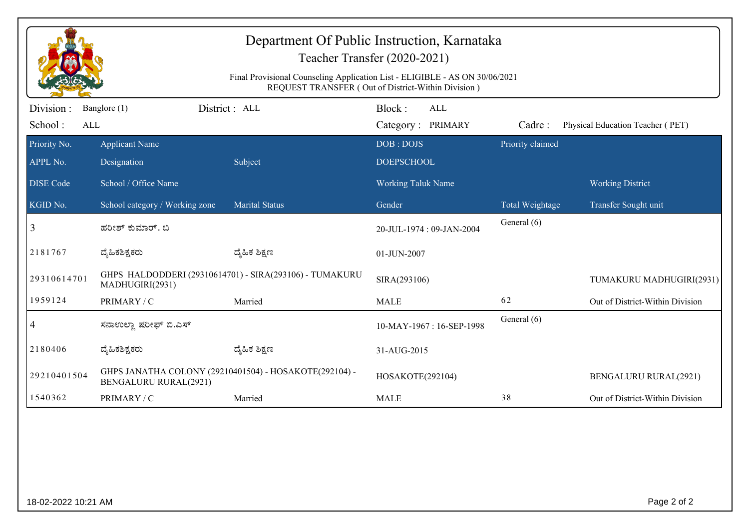# Department Of Public Instruction, Karnataka

Teacher Transfer (2020-2021)

Final Provisional Counseling Application List - ELIGIBLE - AS ON 30/06/2021
REQUEST TRANSFER ( Out of District-Within Division )

Division : Banglore (1) District : ALL Block : ALL

School : ALL Category : PRIMARY Cadre : Physical Education Teacher ( PET)

| Priority No. / APPL No. / DISE Code / KGID No. | Applicant Name / Designation / School / Office Name / School category / Working zone | Subject / Marital Status | DOB : DOJS / DOEPSCHOOL / Working Taluk Name / Gender | Priority claimed / Total Weightage | Working District / Transfer Sought unit |
|---|---|---|---|---|---|
| 3 | ಹರೀಶ್ ಕುಮಾರ್. ಬಿ | | 20-JUL-1974 : 09-JAN-2004 | General (6) | |
| 2181767 | ದೈಹಿಕಶಿಕ್ಷಕರು | ದೈಹಿಕ ಶಿಕ್ಷಣ | 01-JUN-2007 | | |
| 29310614701 | GHPS HALDODDERI (29310614701) - SIRA(293106) - TUMAKURU MADHUGIRI(2931) | | SIRA(293106) | | TUMAKURU MADHUGIRI(2931) |
| 1959124 | PRIMARY / C | Married | MALE | 62 | Out of District-Within Division |
| 4 | ಸನಾಉಲ್ಲಾ ಷರೀಫ್ ಬಿ.ಎಸ್ | | 10-MAY-1967 : 16-SEP-1998 | General (6) | |
| 2180406 | ದೈಹಿಕಶಿಕ್ಷಕರು | ದೈಹಿಕ ಶಿಕ್ಷಣ | 31-AUG-2015 | | |
| 29210401504 | GHPS JANATHA COLONY (29210401504) - HOSAKOTE(292104) - BENGALURU RURAL(2921) | | HOSAKOTE(292104) | | BENGALURU RURAL(2921) |
| 1540362 | PRIMARY / C | Married | MALE | 38 | Out of District-Within Division |

18-02-2022 10:21 AM